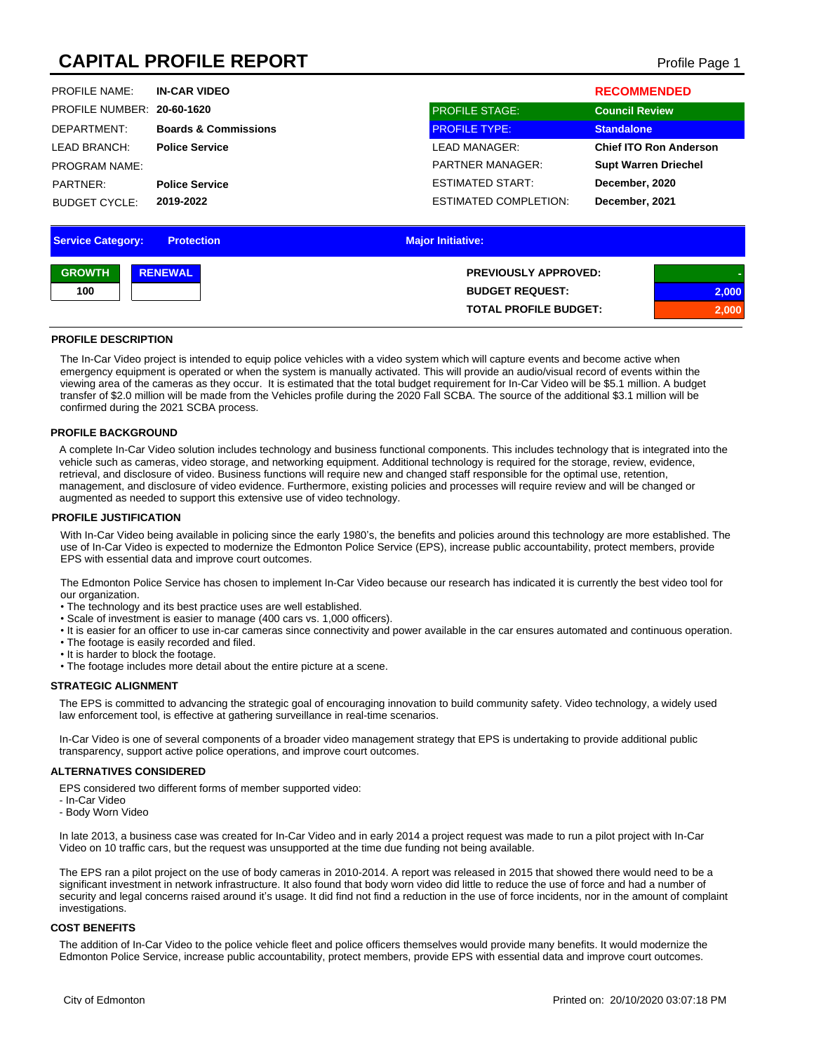# CAPITAL PROFILE REPORT

| | | | |
|---|---|---|---|
| PROFILE NAME: | **IN-CAR VIDEO** | | **RECOMMENDED** |
| PROFILE NUMBER: | **20-60-1620** | PROFILE STAGE: | **Council Review** |
| DEPARTMENT: | **Boards & Commissions** | PROFILE TYPE: | **Standalone** |
| LEAD BRANCH: | **Police Service** | LEAD MANAGER: | **Chief ITO Ron Anderson** |
| PROGRAM NAME: | | PARTNER MANAGER: | **Supt Warren Driechel** |
| PARTNER: | **Police Service** | ESTIMATED START: | **December, 2020** |
| BUDGET CYCLE: | **2019-2022** | ESTIMATED COMPLETION: | **December, 2021** |

**Service Category:** Protection | **Major Initiative:**

| GROWTH | RENEWAL |
|---|---|
| 100 | |

| | |
|---|---|
| **PREVIOUSLY APPROVED:** | - |
| **BUDGET REQUEST:** | 2,000 |
| **TOTAL PROFILE BUDGET:** | 2,000 |

### PROFILE DESCRIPTION

The In-Car Video project is intended to equip police vehicles with a video system which will capture events and become active when emergency equipment is operated or when the system is manually activated. This will provide an audio/visual record of events within the viewing area of the cameras as they occur. It is estimated that the total budget requirement for In-Car Video will be $5.1 million. A budget transfer of $2.0 million will be made from the Vehicles profile during the 2020 Fall SCBA. The source of the additional $3.1 million will be confirmed during the 2021 SCBA process.

### PROFILE BACKGROUND

A complete In-Car Video solution includes technology and business functional components. This includes technology that is integrated into the vehicle such as cameras, video storage, and networking equipment. Additional technology is required for the storage, review, evidence, retrieval, and disclosure of video. Business functions will require new and changed staff responsible for the optimal use, retention, management, and disclosure of video evidence. Furthermore, existing policies and processes will require review and will be changed or augmented as needed to support this extensive use of video technology.

### PROFILE JUSTIFICATION

With In-Car Video being available in policing since the early 1980's, the benefits and policies around this technology are more established. The use of In-Car Video is expected to modernize the Edmonton Police Service (EPS), increase public accountability, protect members, provide EPS with essential data and improve court outcomes.

The Edmonton Police Service has chosen to implement In-Car Video because our research has indicated it is currently the best video tool for our organization.

- The technology and its best practice uses are well established.
- Scale of investment is easier to manage (400 cars vs. 1,000 officers).
- It is easier for an officer to use in-car cameras since connectivity and power available in the car ensures automated and continuous operation.
- The footage is easily recorded and filed.
- It is harder to block the footage.
- The footage includes more detail about the entire picture at a scene.

### STRATEGIC ALIGNMENT

The EPS is committed to advancing the strategic goal of encouraging innovation to build community safety. Video technology, a widely used law enforcement tool, is effective at gathering surveillance in real-time scenarios.

In-Car Video is one of several components of a broader video management strategy that EPS is undertaking to provide additional public transparency, support active police operations, and improve court outcomes.

### ALTERNATIVES CONSIDERED

EPS considered two different forms of member supported video:
- In-Car Video
- Body Worn Video

In late 2013, a business case was created for In-Car Video and in early 2014 a project request was made to run a pilot project with In-Car Video on 10 traffic cars, but the request was unsupported at the time due funding not being available.

The EPS ran a pilot project on the use of body cameras in 2010-2014. A report was released in 2015 that showed there would need to be a significant investment in network infrastructure. It also found that body worn video did little to reduce the use of force and had a number of security and legal concerns raised around it's usage. It did find not find a reduction in the use of force incidents, nor in the amount of complaint investigations.

### COST BENEFITS

The addition of In-Car Video to the police vehicle fleet and police officers themselves would provide many benefits. It would modernize the Edmonton Police Service, increase public accountability, protect members, provide EPS with essential data and improve court outcomes.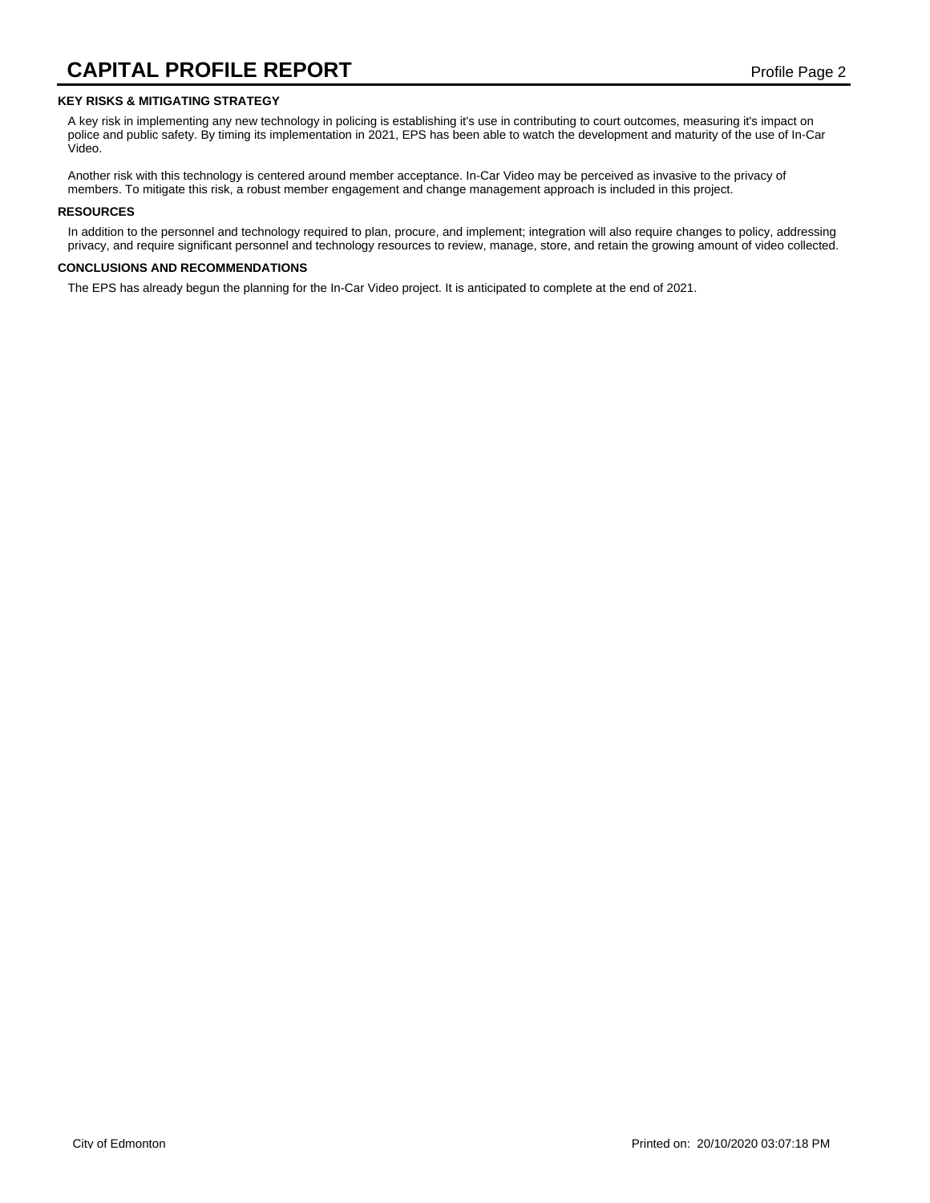## KEY RISKS & MITIGATING STRATEGY

A key risk in implementing any new technology in policing is establishing it's use in contributing to court outcomes, measuring it's impact on police and public safety. By timing its implementation in 2021, EPS has been able to watch the development and maturity of the use of In-Car Video.

Another risk with this technology is centered around member acceptance. In-Car Video may be perceived as invasive to the privacy of members. To mitigate this risk, a robust member engagement and change management approach is included in this project.

## RESOURCES

In addition to the personnel and technology required to plan, procure, and implement; integration will also require changes to policy, addressing privacy, and require significant personnel and technology resources to review, manage, store, and retain the growing amount of video collected.

## CONCLUSIONS AND RECOMMENDATIONS

The EPS has already begun the planning for the In-Car Video project. It is anticipated to complete at the end of 2021.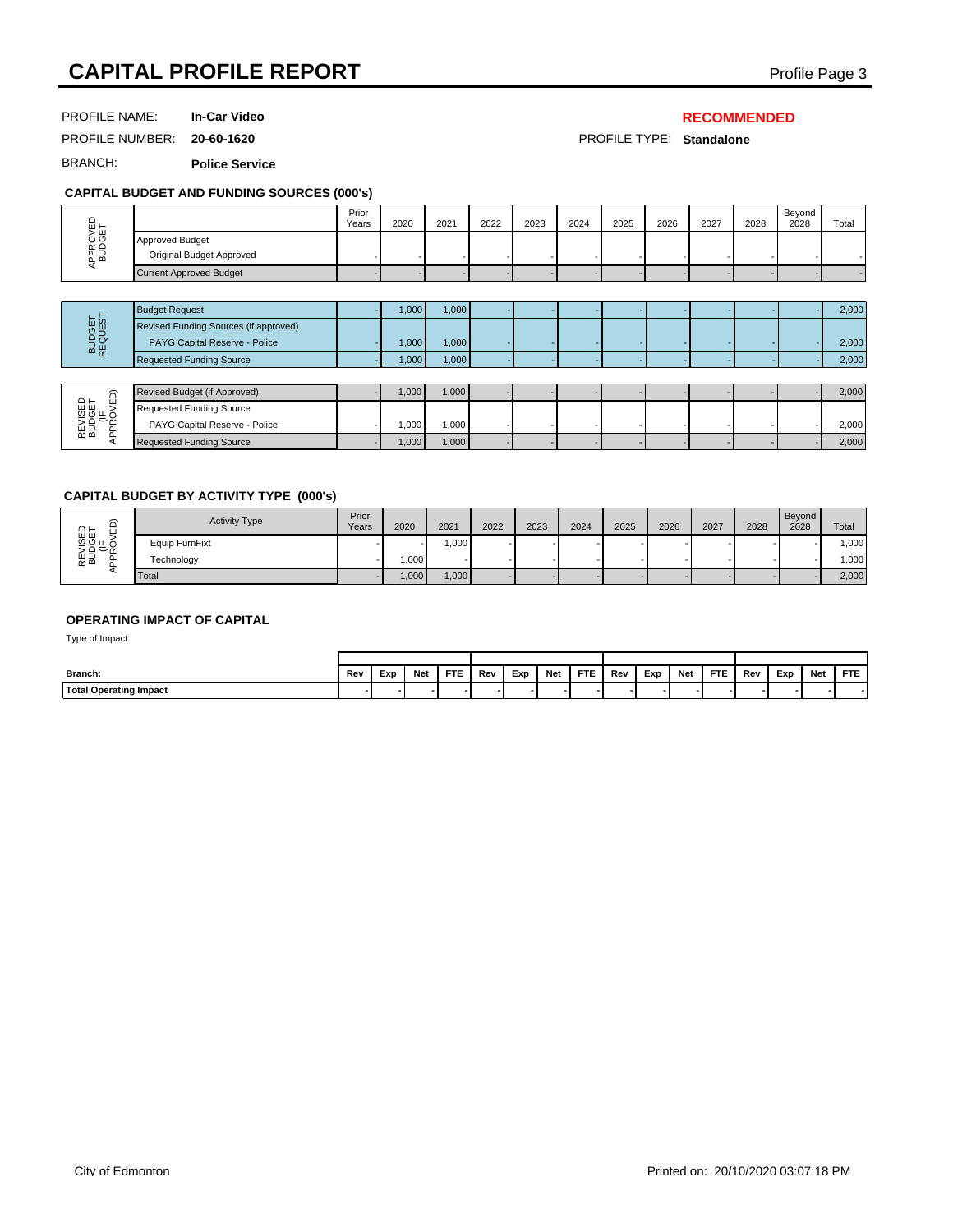# CAPITAL PROFILE REPORT

PROFILE NAME: **In-Car Video**

**RECOMMENDED**

PROFILE NUMBER: **20-60-1620**

PROFILE TYPE: **Standalone**

BRANCH: **Police Service**

### CAPITAL BUDGET AND FUNDING SOURCES (000's)

| | | Prior Years | 2020 | 2021 | 2022 | 2023 | 2024 | 2025 | 2026 | 2027 | 2028 | Beyond 2028 | Total |
|---|---|---|---|---|---|---|---|---|---|---|---|---|---|
| APPROVED BUDGET | Approved Budget | | | | | | | | | | | | |
| | Original Budget Approved | - | - | - | - | - | - | - | - | - | - | - | - |
| | Current Approved Budget | - | - | - | - | - | - | - | - | - | - | - | - |
| BUDGET REQUEST | Budget Request | - | 1,000 | 1,000 | - | - | - | - | - | - | - | - | 2,000 |
| | Revised Funding Sources (if approved) | | | | | | | | | | | | |
| | PAYG Capital Reserve - Police | - | 1,000 | 1,000 | - | - | - | - | - | - | - | - | 2,000 |
| | Requested Funding Source | - | 1,000 | 1,000 | - | - | - | - | - | - | - | - | 2,000 |
| REVISED BUDGET (IF APPROVED) | Revised Budget (if Approved) | - | 1,000 | 1,000 | - | - | - | - | - | - | - | - | 2,000 |
| | Requested Funding Source | | | | | | | | | | | | |
| | PAYG Capital Reserve - Police | - | 1,000 | 1,000 | - | - | - | - | - | - | - | - | 2,000 |
| | Requested Funding Source | - | 1,000 | 1,000 | - | - | - | - | - | - | - | - | 2,000 |

### CAPITAL BUDGET BY ACTIVITY TYPE (000's)

| | Activity Type | Prior Years | 2020 | 2021 | 2022 | 2023 | 2024 | 2025 | 2026 | 2027 | 2028 | Beyond 2028 | Total |
|---|---|---|---|---|---|---|---|---|---|---|---|---|---|
| REVISED BUDGET (IF APPROVED) | Equip FurnFixt | - | - | 1,000 | - | - | - | - | - | - | - | - | 1,000 |
| | Technology | - | 1,000 | - | - | - | - | - | - | - | - | - | 1,000 |
| | Total | - | 1,000 | 1,000 | - | - | - | - | - | - | - | - | 2,000 |

### OPERATING IMPACT OF CAPITAL

Type of Impact:

| Branch: | Rev | Exp | Net | FTE | Rev | Exp | Net | FTE | Rev | Exp | Net | FTE | Rev | Exp | Net | FTE |
|---|---|---|---|---|---|---|---|---|---|---|---|---|---|---|---|---|
| **Total Operating Impact** | - | - | - | - | - | - | - | - | - | - | - | - | - | - | - | - |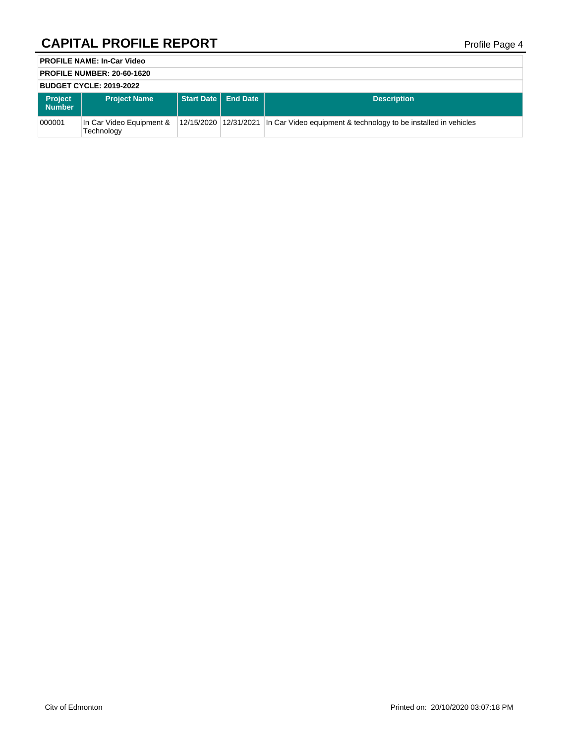# CAPITAL PROFILE REPORT

**PROFILE NAME: In-Car Video**

**PROFILE NUMBER: 20-60-1620**

**BUDGET CYCLE: 2019-2022**

| Project Number | Project Name | Start Date | End Date | Description |
|---|---|---|---|---|
| 000001 | In Car Video Equipment & Technology | 12/15/2020 | 12/31/2021 | In Car Video equipment & technology to be installed in vehicles |